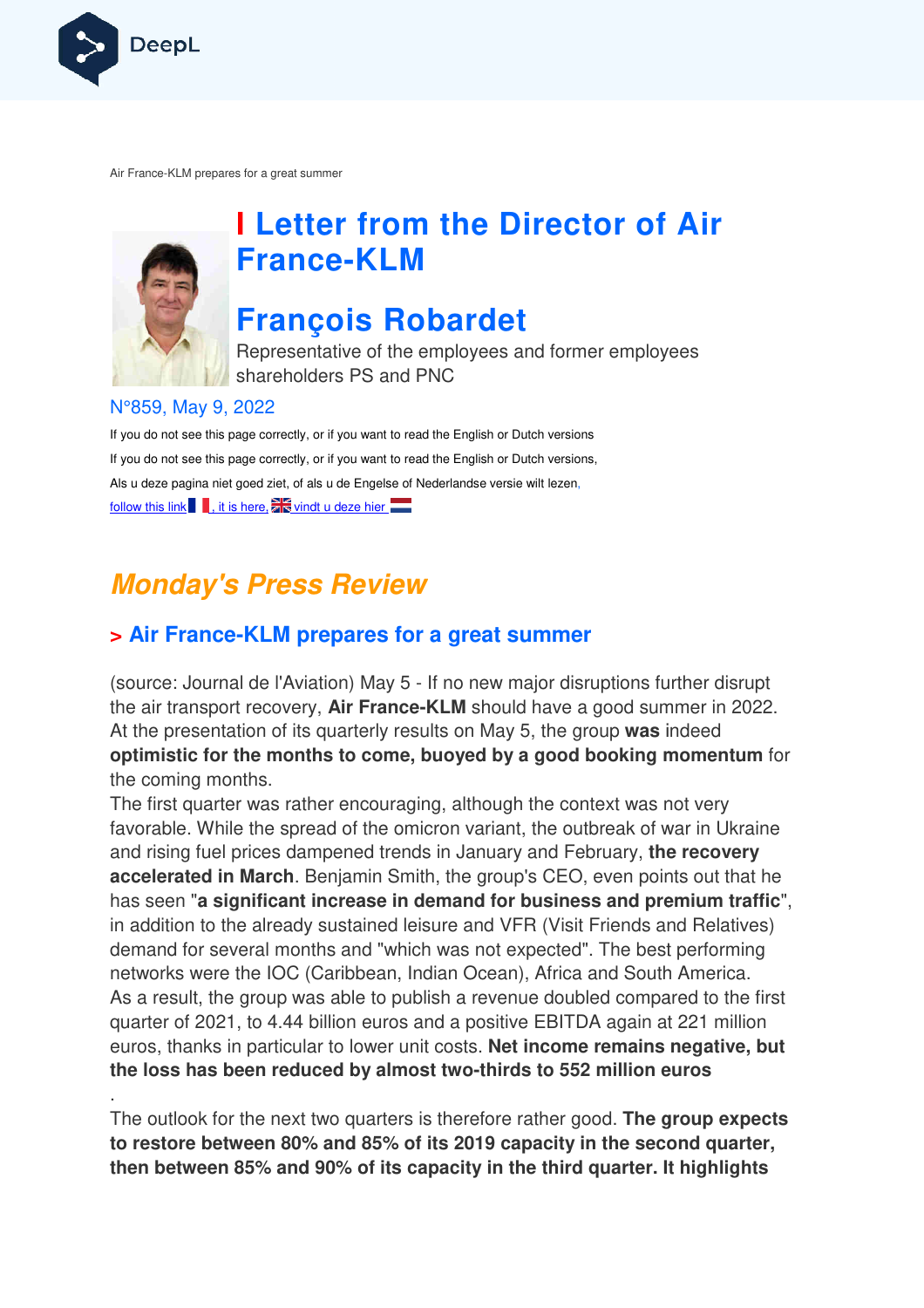Air France-KLM prepares for a great summer

# Letter from the Director of Air France-KLM

# François Robardet

Representative of the employees and former employees shareholders PS and PNC

N°859, May 9, 2022

If you do not see this page correctly, or if you want to read the English or Dutch versions

If you do not see this page correctly, or if you want to read the English or Dutch versions,

Als u deze pagina niet goed ziet, of als u de Engelse of Nederlandse versie wilt lezen,

follow this link, it is here, vindt u deze hier

## *Monday's Press Review*

### > Air France-KLM prepares for a great summer

(source: Journal de l'Aviation) May 5 - If no new major disruptions further disrupt the air transport recovery, **Air France-KLM** should have a good summer in 2022. At the presentation of its quarterly results on May 5, the group **was** indeed **optimistic for the months to come, buoyed by a good booking momentum** for the coming months.

The first quarter was rather encouraging, although the context was not very favorable. While the spread of the omicron variant, the outbreak of war in Ukraine and rising fuel prices dampened trends in January and February, **the recovery accelerated in March**. Benjamin Smith, the group's CEO, even points out that he has seen "**a significant increase in demand for business and premium traffic**", in addition to the already sustained leisure and VFR (Visit Friends and Relatives) demand for several months and "which was not expected". The best performing networks were the IOC (Caribbean, Indian Ocean), Africa and South America.

As a result, the group was able to publish a revenue doubled compared to the first quarter of 2021, to 4.44 billion euros and a positive EBITDA again at 221 million euros, thanks in particular to lower unit costs. **Net income remains negative, but the loss has been reduced by almost two-thirds to 552 million euros**

.

The outlook for the next two quarters is therefore rather good. **The group expects to restore between 80% and 85% of its 2019 capacity in the second quarter, then between 85% and 90% of its capacity in the third quarter. It highlights**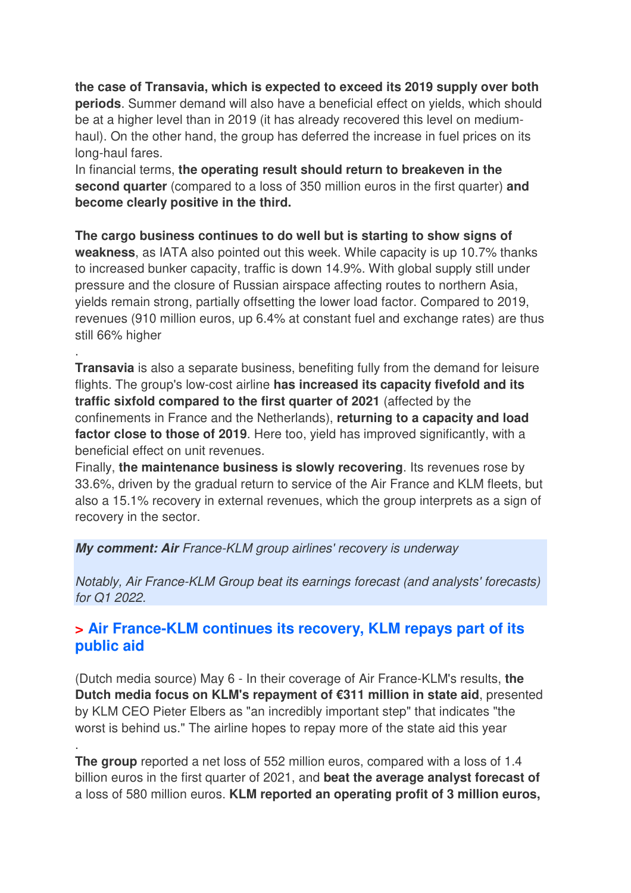**the case of Transavia, which is expected to exceed its 2019 supply over both periods**. Summer demand will also have a beneficial effect on yields, which should be at a higher level than in 2019 (it has already recovered this level on medium-haul). On the other hand, the group has deferred the increase in fuel prices on its long-haul fares.
In financial terms, **the operating result should return to breakeven in the second quarter** (compared to a loss of 350 million euros in the first quarter) **and become clearly positive in the third.**

**The cargo business continues to do well but is starting to show signs of weakness**, as IATA also pointed out this week. While capacity is up 10.7% thanks to increased bunker capacity, traffic is down 14.9%. With global supply still under pressure and the closure of Russian airspace affecting routes to northern Asia, yields remain strong, partially offsetting the lower load factor. Compared to 2019, revenues (910 million euros, up 6.4% at constant fuel and exchange rates) are thus still 66% higher

.
**Transavia** is also a separate business, benefiting fully from the demand for leisure flights. The group's low-cost airline **has increased its capacity fivefold and its traffic sixfold compared to the first quarter of 2021** (affected by the confinements in France and the Netherlands), **returning to a capacity and load factor close to those of 2019**. Here too, yield has improved significantly, with a beneficial effect on unit revenues.
Finally, **the maintenance business is slowly recovering**. Its revenues rose by 33.6%, driven by the gradual return to service of the Air France and KLM fleets, but also a 15.1% recovery in external revenues, which the group interprets as a sign of recovery in the sector.

***My comment: Air*** *France-KLM group airlines' recovery is underway*

*Notably, Air France-KLM Group beat its earnings forecast (and analysts' forecasts) for Q1 2022.*

## > Air France-KLM continues its recovery, KLM repays part of its public aid

(Dutch media source) May 6 - In their coverage of Air France-KLM's results, **the Dutch media focus on KLM's repayment of €311 million in state aid**, presented by KLM CEO Pieter Elbers as "an incredibly important step" that indicates "the worst is behind us." The airline hopes to repay more of the state aid this year

.
**The group** reported a net loss of 552 million euros, compared with a loss of 1.4 billion euros in the first quarter of 2021, and **beat the average analyst forecast of** a loss of 580 million euros. **KLM reported an operating profit of 3 million euros,**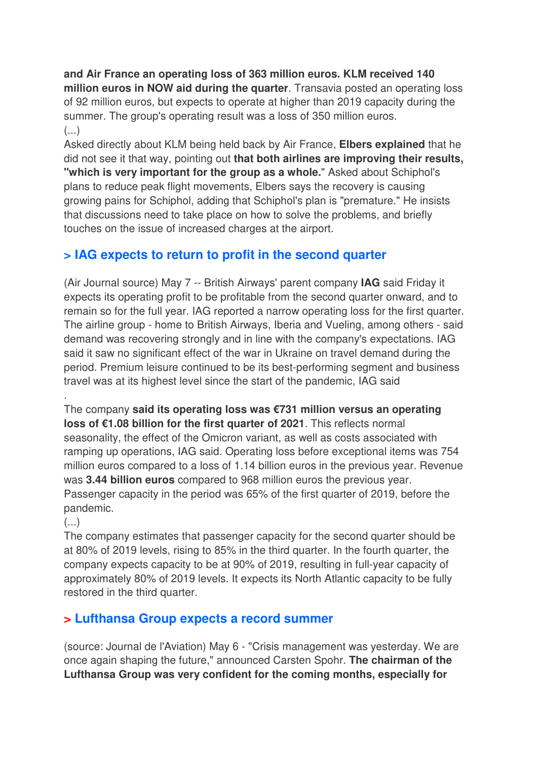**and Air France an operating loss of 363 million euros. KLM received 140 million euros in NOW aid during the quarter**. Transavia posted an operating loss of 92 million euros, but expects to operate at higher than 2019 capacity during the summer. The group's operating result was a loss of 350 million euros.
(...)
Asked directly about KLM being held back by Air France, **Elbers explained** that he did not see it that way, pointing out **that both airlines are improving their results, "which is very important for the group as a whole.**" Asked about Schiphol's plans to reduce peak flight movements, Elbers says the recovery is causing growing pains for Schiphol, adding that Schiphol's plan is "premature." He insists that discussions need to take place on how to solve the problems, and briefly touches on the issue of increased charges at the airport.

## > IAG expects to return to profit in the second quarter

(Air Journal source) May 7 -- British Airways' parent company **IAG** said Friday it expects its operating profit to be profitable from the second quarter onward, and to remain so for the full year. IAG reported a narrow operating loss for the first quarter. The airline group - home to British Airways, Iberia and Vueling, among others - said demand was recovering strongly and in line with the company's expectations. IAG said it saw no significant effect of the war in Ukraine on travel demand during the period. Premium leisure continued to be its best-performing segment and business travel was at its highest level since the start of the pandemic, IAG said
.
The company **said its operating loss was €731 million versus an operating loss of €1.08 billion for the first quarter of 2021**. This reflects normal seasonality, the effect of the Omicron variant, as well as costs associated with ramping up operations, IAG said. Operating loss before exceptional items was 754 million euros compared to a loss of 1.14 billion euros in the previous year. Revenue was **3.44 billion euros** compared to 968 million euros the previous year. Passenger capacity in the period was 65% of the first quarter of 2019, before the pandemic.
(...)
The company estimates that passenger capacity for the second quarter should be at 80% of 2019 levels, rising to 85% in the third quarter. In the fourth quarter, the company expects capacity to be at 90% of 2019, resulting in full-year capacity of approximately 80% of 2019 levels. It expects its North Atlantic capacity to be fully restored in the third quarter.

## > Lufthansa Group expects a record summer

(source: Journal de l'Aviation) May 6 - "Crisis management was yesterday. We are once again shaping the future," announced Carsten Spohr. **The chairman of the Lufthansa Group was very confident for the coming months, especially for**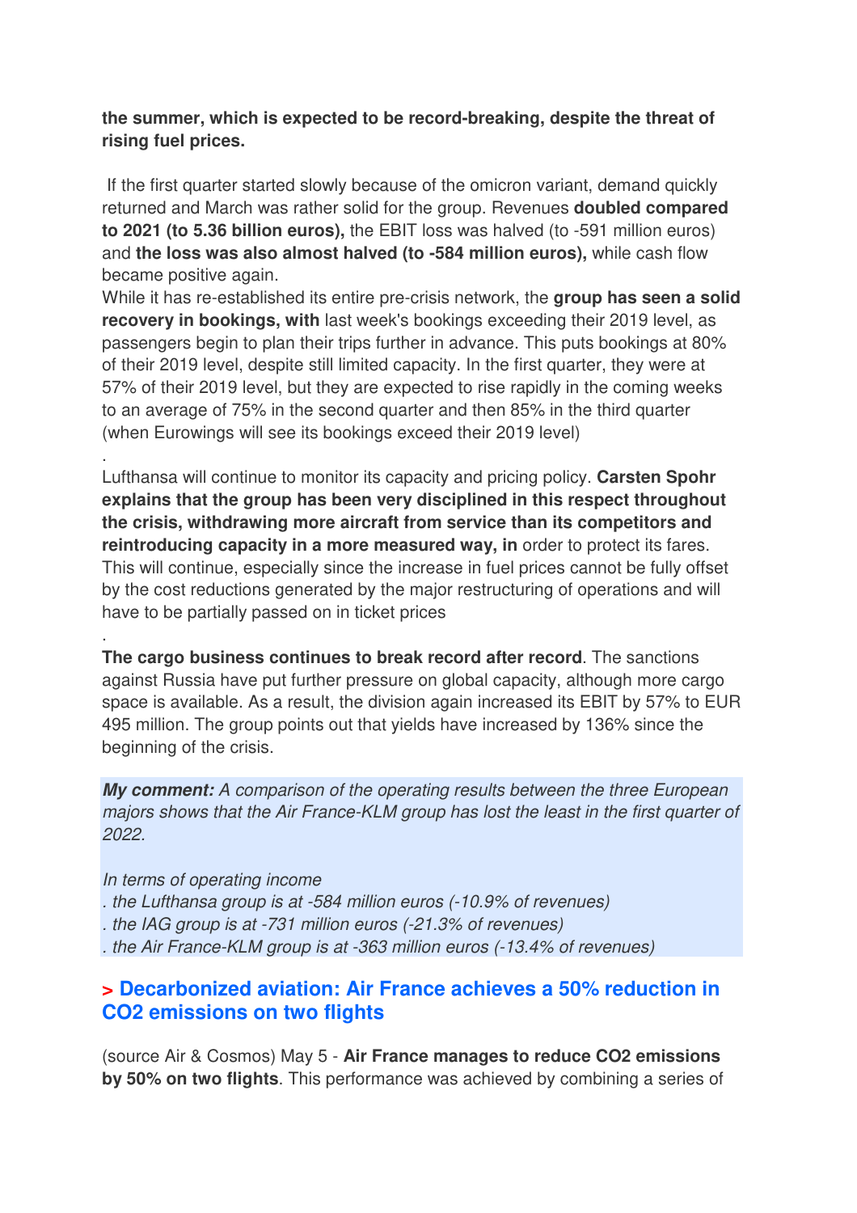**the summer, which is expected to be record-breaking, despite the threat of rising fuel prices.**

If the first quarter started slowly because of the omicron variant, demand quickly returned and March was rather solid for the group. Revenues **doubled compared to 2021 (to 5.36 billion euros),** the EBIT loss was halved (to -591 million euros) and **the loss was also almost halved (to -584 million euros),** while cash flow became positive again.
While it has re-established its entire pre-crisis network, the **group has seen a solid recovery in bookings, with** last week's bookings exceeding their 2019 level, as passengers begin to plan their trips further in advance. This puts bookings at 80% of their 2019 level, despite still limited capacity. In the first quarter, they were at 57% of their 2019 level, but they are expected to rise rapidly in the coming weeks to an average of 75% in the second quarter and then 85% in the third quarter (when Eurowings will see its bookings exceed their 2019 level)

.
Lufthansa will continue to monitor its capacity and pricing policy. **Carsten Spohr explains that the group has been very disciplined in this respect throughout the crisis, withdrawing more aircraft from service than its competitors and reintroducing capacity in a more measured way, in** order to protect its fares. This will continue, especially since the increase in fuel prices cannot be fully offset by the cost reductions generated by the major restructuring of operations and will have to be partially passed on in ticket prices

.
**The cargo business continues to break record after record**. The sanctions against Russia have put further pressure on global capacity, although more cargo space is available. As a result, the division again increased its EBIT by 57% to EUR 495 million. The group points out that yields have increased by 136% since the beginning of the crisis.

***My comment:*** *A comparison of the operating results between the three European majors shows that the Air France-KLM group has lost the least in the first quarter of 2022.*

*In terms of operating income*
*. the Lufthansa group is at -584 million euros (-10.9% of revenues)*
*. the IAG group is at -731 million euros (-21.3% of revenues)*
*. the Air France-KLM group is at -363 million euros (-13.4% of revenues)*

## > Decarbonized aviation: Air France achieves a 50% reduction in CO2 emissions on two flights

(source Air & Cosmos) May 5 - **Air France manages to reduce CO2 emissions by 50% on two flights**. This performance was achieved by combining a series of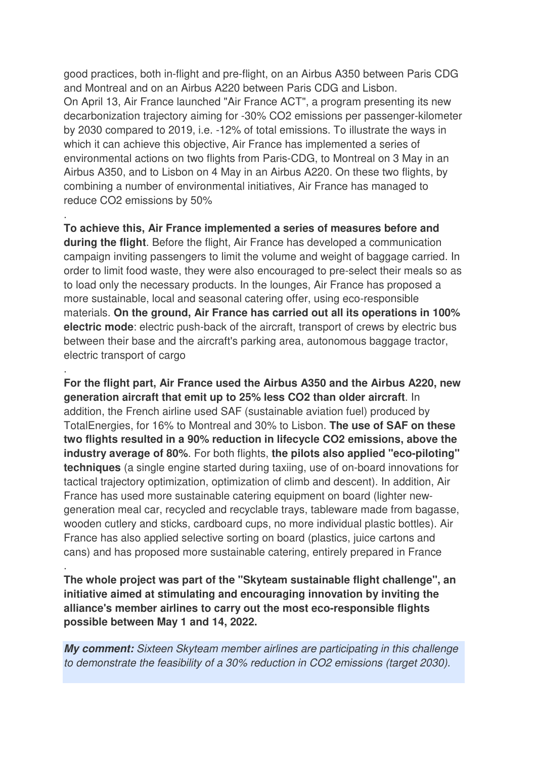good practices, both in-flight and pre-flight, on an Airbus A350 between Paris CDG and Montreal and on an Airbus A220 between Paris CDG and Lisbon.
On April 13, Air France launched "Air France ACT", a program presenting its new decarbonization trajectory aiming for -30% $CO_2$ emissions per passenger-kilometer by 2030 compared to 2019, i.e. -12% of total emissions. To illustrate the ways in which it can achieve this objective, Air France has implemented a series of environmental actions on two flights from Paris-CDG, to Montreal on 3 May in an Airbus A350, and to Lisbon on 4 May in an Airbus A220. On these two flights, by combining a number of environmental initiatives, Air France has managed to reduce $CO_2$ emissions by 50%

.
**To achieve this, Air France implemented a series of measures before and during the flight**. Before the flight, Air France has developed a communication campaign inviting passengers to limit the volume and weight of baggage carried. In order to limit food waste, they were also encouraged to pre-select their meals so as to load only the necessary products. In the lounges, Air France has proposed a more sustainable, local and seasonal catering offer, using eco-responsible materials. **On the ground, Air France has carried out all its operations in 100% electric mode**: electric push-back of the aircraft, transport of crews by electric bus between their base and the aircraft's parking area, autonomous baggage tractor, electric transport of cargo

.
**For the flight part, Air France used the Airbus A350 and the Airbus A220, new generation aircraft that emit up to 25% less $CO_2$ than older aircraft**. In addition, the French airline used SAF (sustainable aviation fuel) produced by TotalEnergies, for 16% to Montreal and 30% to Lisbon. **The use of SAF on these two flights resulted in a 90% reduction in lifecycle $CO_2$ emissions, above the industry average of 80%**. For both flights, **the pilots also applied "eco-piloting" techniques** (a single engine started during taxiing, use of on-board innovations for tactical trajectory optimization, optimization of climb and descent). In addition, Air France has used more sustainable catering equipment on board (lighter new-generation meal car, recycled and recyclable trays, tableware made from bagasse, wooden cutlery and sticks, cardboard cups, no more individual plastic bottles). Air France has also applied selective sorting on board (plastics, juice cartons and cans) and has proposed more sustainable catering, entirely prepared in France

.
**The whole project was part of the "Skyteam sustainable flight challenge", an initiative aimed at stimulating and encouraging innovation by inviting the alliance's member airlines to carry out the most eco-responsible flights possible between May 1 and 14, 2022.**

***My comment:*** *Sixteen Skyteam member airlines are participating in this challenge to demonstrate the feasibility of a 30% reduction in $CO_2$ emissions (target 2030).*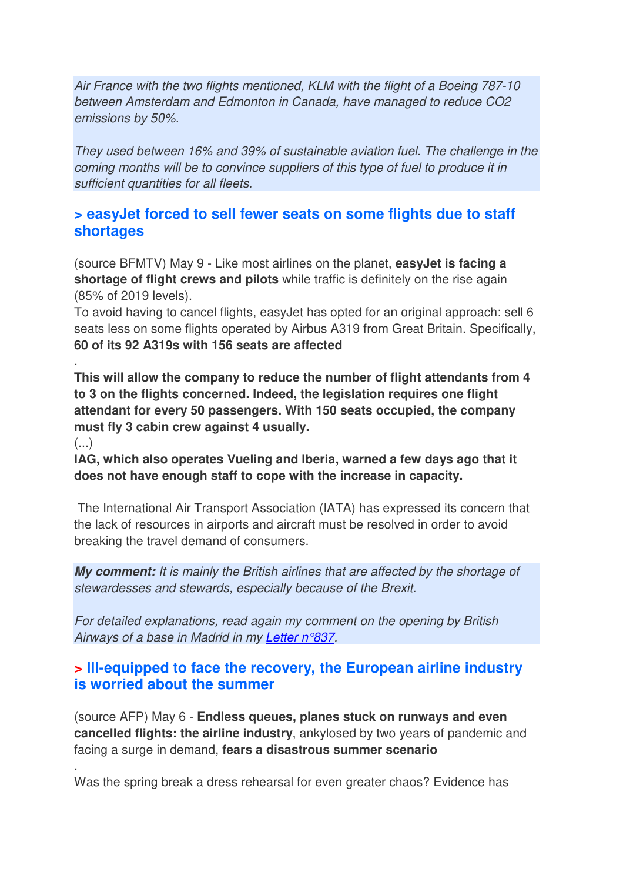*Air France with the two flights mentioned, KLM with the flight of a Boeing 787-10 between Amsterdam and Edmonton in Canada, have managed to reduce $CO_2$ emissions by 50%.*

*They used between 16% and 39% of sustainable aviation fuel. The challenge in the coming months will be to convince suppliers of this type of fuel to produce it in sufficient quantities for all fleets.*

### > easyJet forced to sell fewer seats on some flights due to staff shortages

(source BFMTV) May 9 - Like most airlines on the planet, **easyJet is facing a shortage of flight crews and pilots** while traffic is definitely on the rise again (85% of 2019 levels).
To avoid having to cancel flights, easyJet has opted for an original approach: sell 6 seats less on some flights operated by Airbus A319 from Great Britain. Specifically, **60 of its 92 A319s with 156 seats are affected**

.
**This will allow the company to reduce the number of flight attendants from 4 to 3 on the flights concerned. Indeed, the legislation requires one flight attendant for every 50 passengers. With 150 seats occupied, the company must fly 3 cabin crew against 4 usually.**
(...)
**IAG, which also operates Vueling and Iberia, warned a few days ago that it does not have enough staff to cope with the increase in capacity.**

The International Air Transport Association (IATA) has expressed its concern that the lack of resources in airports and aircraft must be resolved in order to avoid breaking the travel demand of consumers.

***My comment:*** *It is mainly the British airlines that are affected by the shortage of stewardesses and stewards, especially because of the Brexit.*

*For detailed explanations, read again my comment on the opening by British Airways of a base in Madrid in my Letter n°837.*

### > Ill-equipped to face the recovery, the European airline industry is worried about the summer

(source AFP) May 6 - **Endless queues, planes stuck on runways and even cancelled flights: the airline industry**, ankylosed by two years of pandemic and facing a surge in demand, **fears a disastrous summer scenario**

.
Was the spring break a dress rehearsal for even greater chaos? Evidence has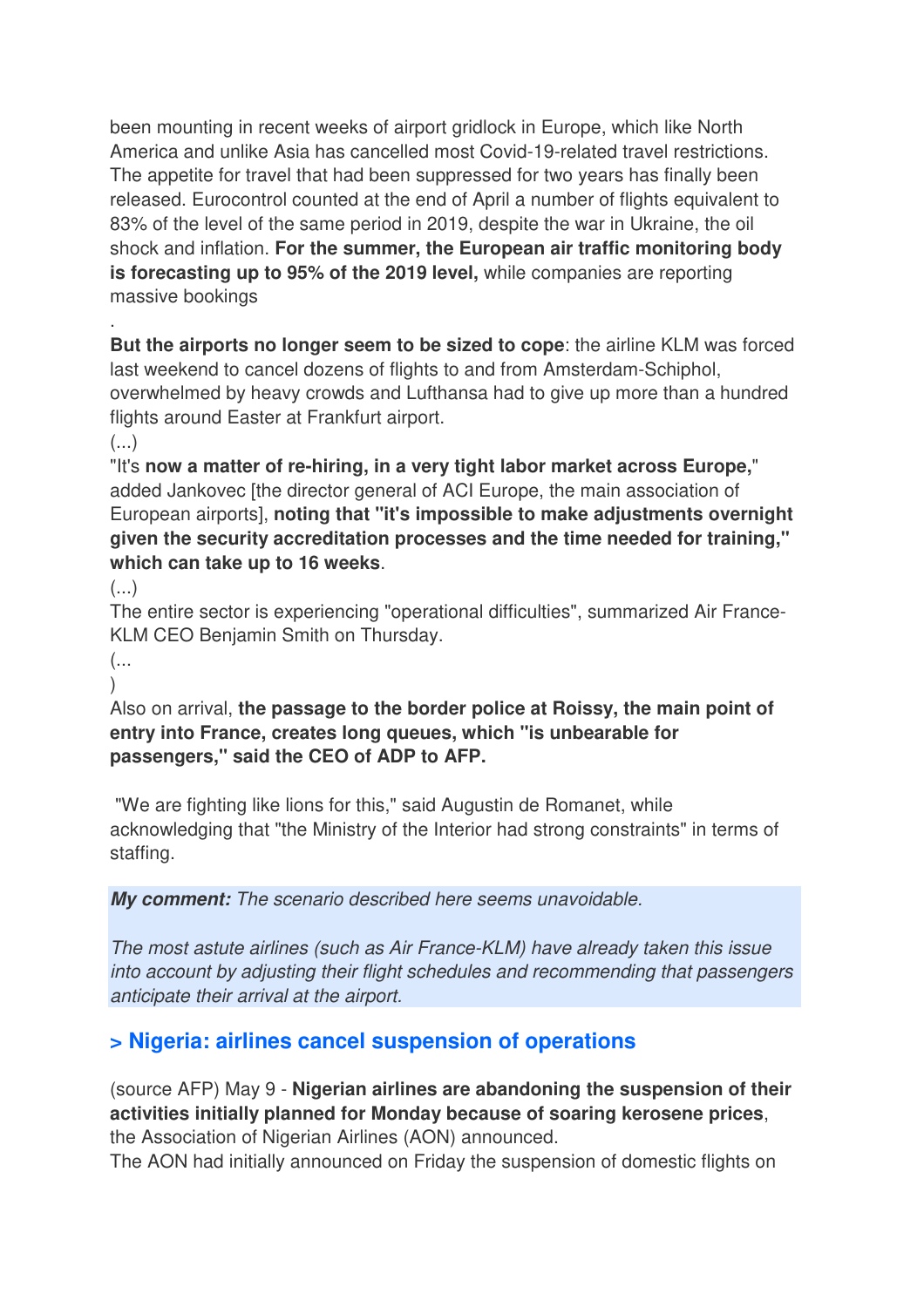been mounting in recent weeks of airport gridlock in Europe, which like North America and unlike Asia has cancelled most Covid-19-related travel restrictions. The appetite for travel that had been suppressed for two years has finally been released. Eurocontrol counted at the end of April a number of flights equivalent to 83% of the level of the same period in 2019, despite the war in Ukraine, the oil shock and inflation. **For the summer, the European air traffic monitoring body is forecasting up to 95% of the 2019 level,** while companies are reporting massive bookings

.

**But the airports no longer seem to be sized to cope**: the airline KLM was forced last weekend to cancel dozens of flights to and from Amsterdam-Schiphol, overwhelmed by heavy crowds and Lufthansa had to give up more than a hundred flights around Easter at Frankfurt airport.

(...)

"It's **now a matter of re-hiring, in a very tight labor market across Europe,**" added Jankovec [the director general of ACI Europe, the main association of European airports], **noting that "it's impossible to make adjustments overnight given the security accreditation processes and the time needed for training," which can take up to 16 weeks**.

(...)

The entire sector is experiencing "operational difficulties", summarized Air France-KLM CEO Benjamin Smith on Thursday.

(...
)

Also on arrival, **the passage to the border police at Roissy, the main point of entry into France, creates long queues, which "is unbearable for passengers," said the CEO of ADP to AFP.**

"We are fighting like lions for this," said Augustin de Romanet, while acknowledging that "the Ministry of the Interior had strong constraints" in terms of staffing.

***My comment:*** *The scenario described here seems unavoidable.*

*The most astute airlines (such as Air France-KLM) have already taken this issue into account by adjusting their flight schedules and recommending that passengers anticipate their arrival at the airport.*

## > Nigeria: airlines cancel suspension of operations

(source AFP) May 9 - **Nigerian airlines are abandoning the suspension of their activities initially planned for Monday because of soaring kerosene prices**, the Association of Nigerian Airlines (AON) announced.

The AON had initially announced on Friday the suspension of domestic flights on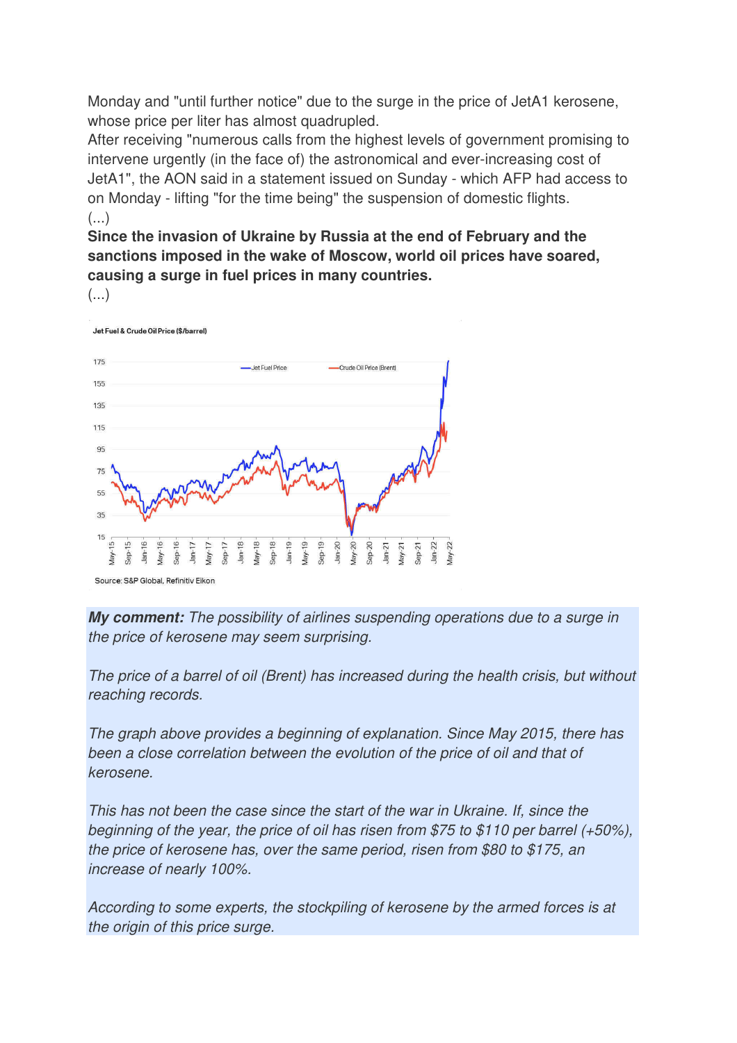Monday and "until further notice" due to the surge in the price of JetA1 kerosene, whose price per liter has almost quadrupled.
After receiving "numerous calls from the highest levels of government promising to intervene urgently (in the face of) the astronomical and ever-increasing cost of JetA1", the AON said in a statement issued on Sunday - which AFP had access to on Monday - lifting "for the time being" the suspension of domestic flights.
(...)
**Since the invasion of Ukraine by Russia at the end of February and the sanctions imposed in the wake of Moscow, world oil prices have soared, causing a surge in fuel prices in many countries.**
(...)

Jet Fuel & Crude Oil Price ($/barrel)

Source: S&P Global, Refinitiv Eikon

***My comment:*** *The possibility of airlines suspending operations due to a surge in the price of kerosene may seem surprising.*

*The price of a barrel of oil (Brent) has increased during the health crisis, but without reaching records.*

*The graph above provides a beginning of explanation. Since May 2015, there has been a close correlation between the evolution of the price of oil and that of kerosene.*

*This has not been the case since the start of the war in Ukraine. If, since the beginning of the year, the price of oil has risen from $75 to $110 per barrel (+50%), the price of kerosene has, over the same period, risen from $80 to $175, an increase of nearly 100%.*

*According to some experts, the stockpiling of kerosene by the armed forces is at the origin of this price surge.*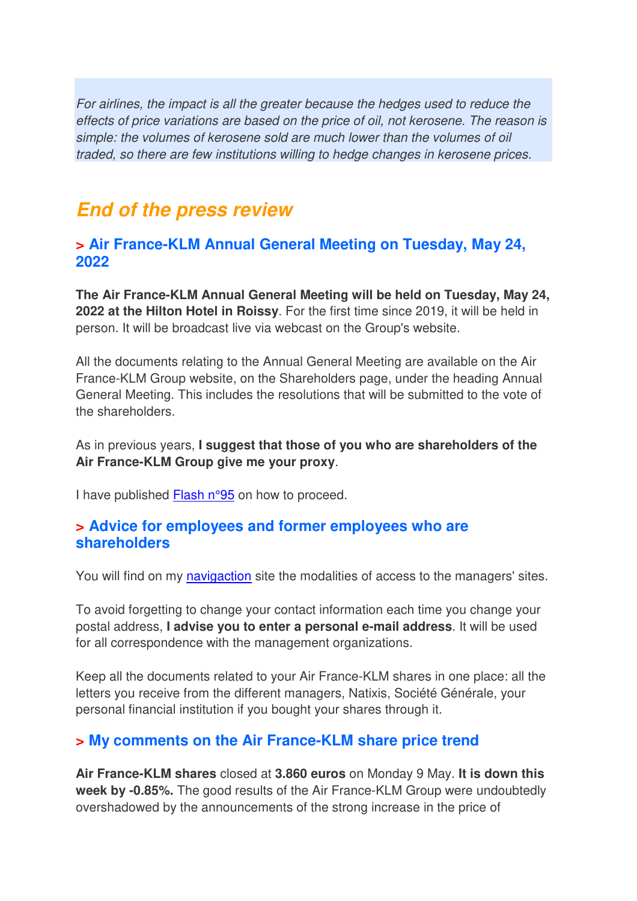*For airlines, the impact is all the greater because the hedges used to reduce the effects of price variations are based on the price of oil, not kerosene. The reason is simple: the volumes of kerosene sold are much lower than the volumes of oil traded, so there are few institutions willing to hedge changes in kerosene prices.*

## *End of the press review*

### > Air France-KLM Annual General Meeting on Tuesday, May 24, 2022

**The Air France-KLM Annual General Meeting will be held on Tuesday, May 24, 2022 at the Hilton Hotel in Roissy**. For the first time since 2019, it will be held in person. It will be broadcast live via webcast on the Group's website.

All the documents relating to the Annual General Meeting are available on the Air France-KLM Group website, on the Shareholders page, under the heading Annual General Meeting. This includes the resolutions that will be submitted to the vote of the shareholders.

As in previous years, **I suggest that those of you who are shareholders of the Air France-KLM Group give me your proxy**.

I have published Flash n°95 on how to proceed.

### > Advice for employees and former employees who are shareholders

You will find on my navigaction site the modalities of access to the managers' sites.

To avoid forgetting to change your contact information each time you change your postal address, **I advise you to enter a personal e-mail address**. It will be used for all correspondence with the management organizations.

Keep all the documents related to your Air France-KLM shares in one place: all the letters you receive from the different managers, Natixis, Société Générale, your personal financial institution if you bought your shares through it.

### > My comments on the Air France-KLM share price trend

**Air France-KLM shares** closed at **3.860 euros** on Monday 9 May. **It is down this week by -0.85%.** The good results of the Air France-KLM Group were undoubtedly overshadowed by the announcements of the strong increase in the price of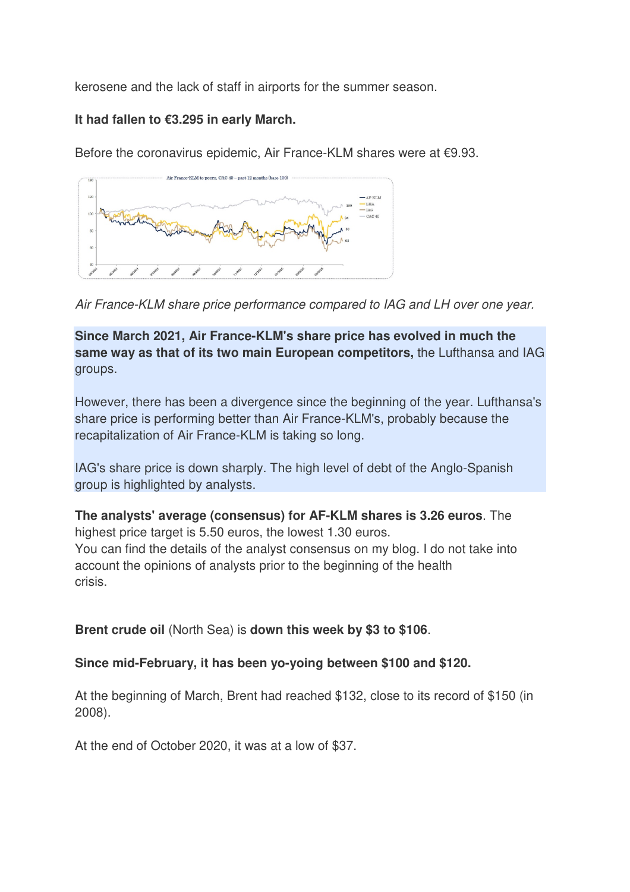kerosene and the lack of staff in airports for the summer season.

**It had fallen to €3.295 in early March.**

Before the coronavirus epidemic, Air France-KLM shares were at €9.93.

*Air France-KLM share price performance compared to IAG and LH over one year.*

**Since March 2021, Air France-KLM's share price has evolved in much the same way as that of its two main European competitors,** the Lufthansa and IAG groups.

However, there has been a divergence since the beginning of the year. Lufthansa's share price is performing better than Air France-KLM's, probably because the recapitalization of Air France-KLM is taking so long.

IAG's share price is down sharply. The high level of debt of the Anglo-Spanish group is highlighted by analysts.

**The analysts' average (consensus) for AF-KLM shares is 3.26 euros**. The highest price target is 5.50 euros, the lowest 1.30 euros.
You can find the details of the analyst consensus on my blog. I do not take into account the opinions of analysts prior to the beginning of the health crisis.

**Brent crude oil** (North Sea) is **down this week by $3 to $106**.

**Since mid-February, it has been yo-yoing between $100 and $120.**

At the beginning of March, Brent had reached $132, close to its record of $150 (in 2008).

At the end of October 2020, it was at a low of $37.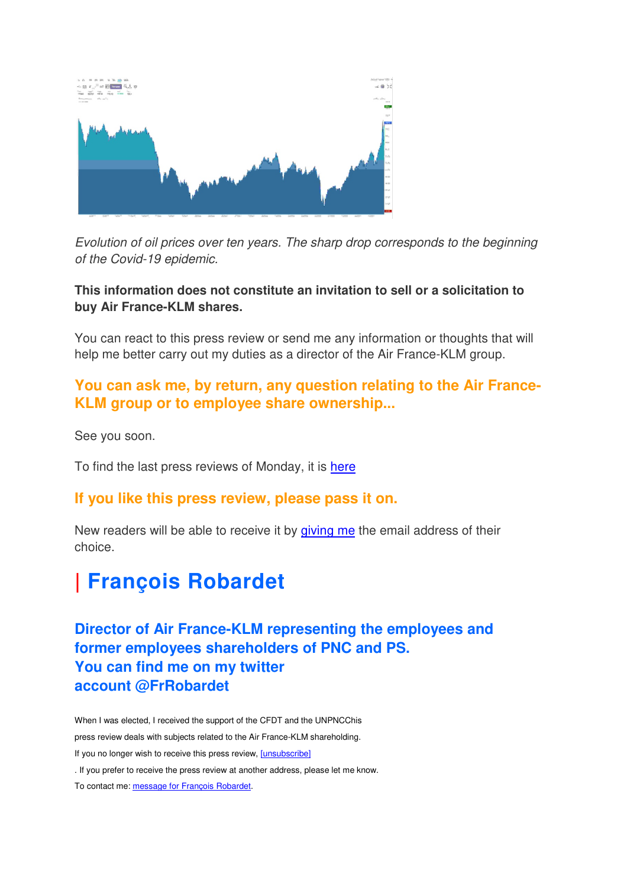*Evolution of oil prices over ten years. The sharp drop corresponds to the beginning of the Covid-19 epidemic.*

**This information does not constitute an invitation to sell or a solicitation to buy Air France-KLM shares.**

You can react to this press review or send me any information or thoughts that will help me better carry out my duties as a director of the Air France-KLM group.

### You can ask me, by return, any question relating to the Air France-KLM group or to employee share ownership...

See you soon.

To find the last press reviews of Monday, it is here

### If you like this press review, please pass it on.

New readers will be able to receive it by giving me the email address of their choice.

# | François Robardet

### Director of Air France-KLM representing the employees and former employees shareholders of PNC and PS.
### You can find me on my twitter account @FrRobardet

When I was elected, I received the support of the CFDT and the UNPNCChis press review deals with subjects related to the Air France-KLM shareholding.

If you no longer wish to receive this press review, [unsubscribe]

. If you prefer to receive the press review at another address, please let me know.

To contact me: message for François Robardet.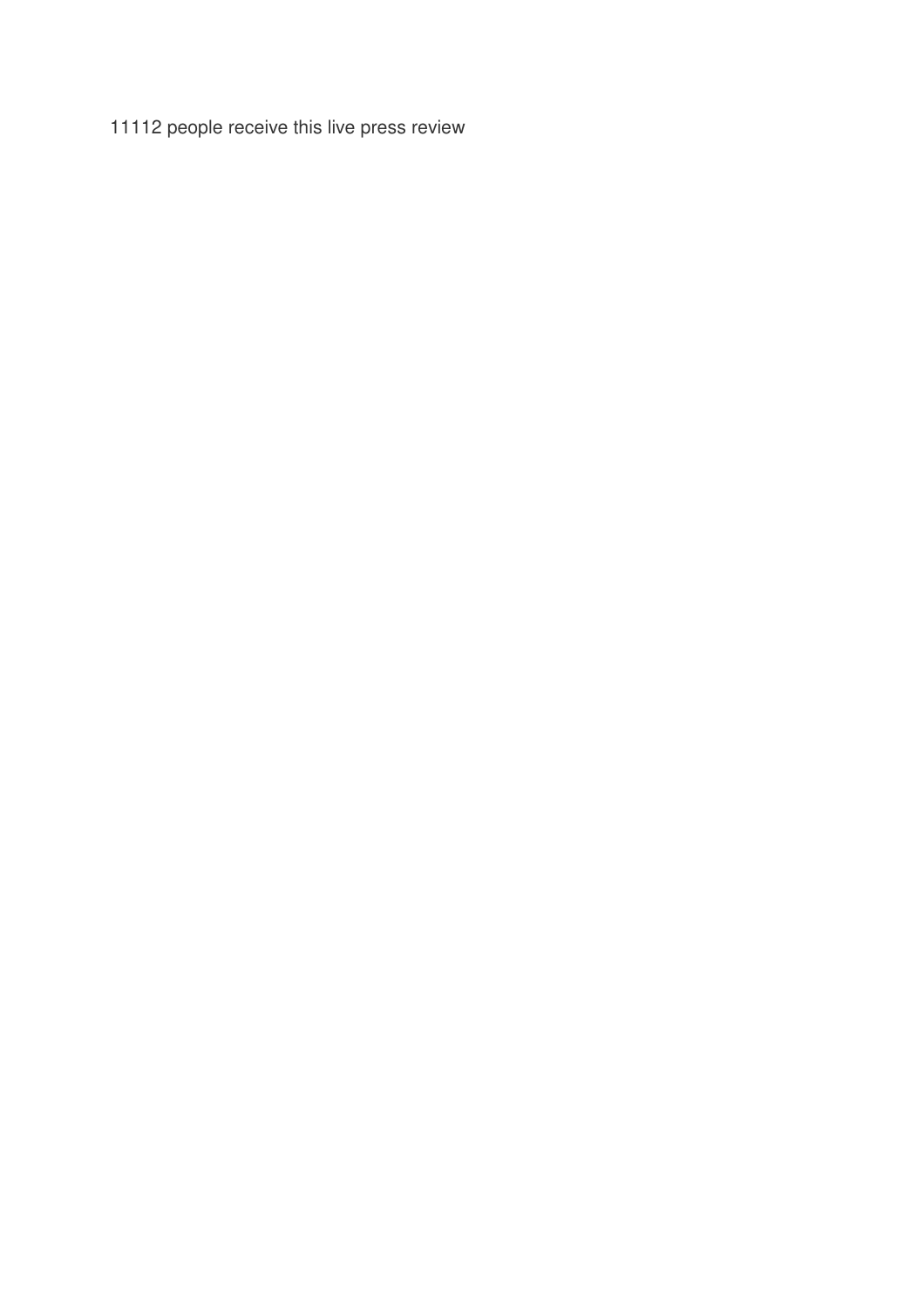11112 people receive this live press review